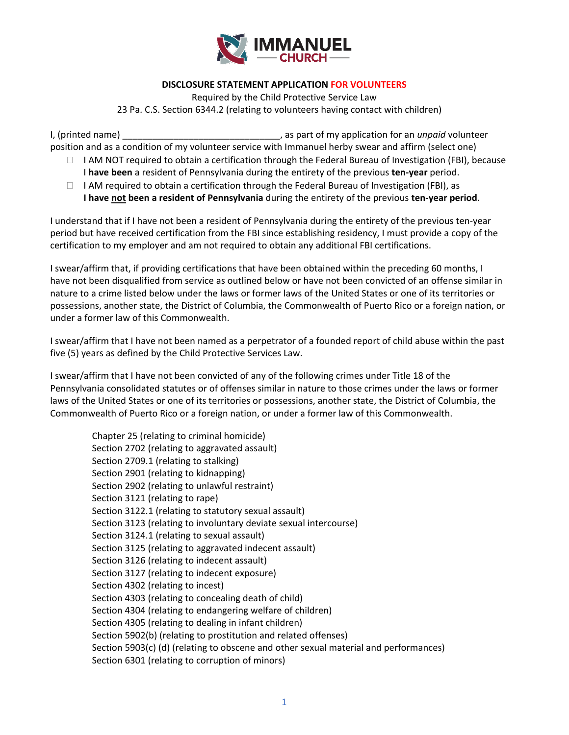**DISCLOSURE STATEMENT APPLICATION FOR VOLUNTEERS**

Required by the Child Protective Service Law
23 Pa. C.S. Section 6344.2 (relating to volunteers having contact with children)

I, (printed name) _______________________________, as part of my application for an *unpaid* volunteer position and as a condition of my volunteer service with Immanuel herby swear and affirm (select one)

- ☐ I AM NOT required to obtain a certification through the Federal Bureau of Investigation (FBI), because I **have been** a resident of Pennsylvania during the entirety of the previous **ten-year** period.
- ☐ I AM required to obtain a certification through the Federal Bureau of Investigation (FBI), as **I have not been a resident of Pennsylvania** during the entirety of the previous **ten-year period**.

I understand that if I have not been a resident of Pennsylvania during the entirety of the previous ten-year period but have received certification from the FBI since establishing residency, I must provide a copy of the certification to my employer and am not required to obtain any additional FBI certifications.

I swear/affirm that, if providing certifications that have been obtained within the preceding 60 months, I have not been disqualified from service as outlined below or have not been convicted of an offense similar in nature to a crime listed below under the laws or former laws of the United States or one of its territories or possessions, another state, the District of Columbia, the Commonwealth of Puerto Rico or a foreign nation, or under a former law of this Commonwealth.

I swear/affirm that I have not been named as a perpetrator of a founded report of child abuse within the past five (5) years as defined by the Child Protective Services Law.

I swear/affirm that I have not been convicted of any of the following crimes under Title 18 of the Pennsylvania consolidated statutes or of offenses similar in nature to those crimes under the laws or former laws of the United States or one of its territories or possessions, another state, the District of Columbia, the Commonwealth of Puerto Rico or a foreign nation, or under a former law of this Commonwealth.

Chapter 25 (relating to criminal homicide)
Section 2702 (relating to aggravated assault)
Section 2709.1 (relating to stalking)
Section 2901 (relating to kidnapping)
Section 2902 (relating to unlawful restraint)
Section 3121 (relating to rape)
Section 3122.1 (relating to statutory sexual assault)
Section 3123 (relating to involuntary deviate sexual intercourse)
Section 3124.1 (relating to sexual assault)
Section 3125 (relating to aggravated indecent assault)
Section 3126 (relating to indecent assault)
Section 3127 (relating to indecent exposure)
Section 4302 (relating to incest)
Section 4303 (relating to concealing death of child)
Section 4304 (relating to endangering welfare of children)
Section 4305 (relating to dealing in infant children)
Section 5902(b) (relating to prostitution and related offenses)
Section 5903(c) (d) (relating to obscene and other sexual material and performances)
Section 6301 (relating to corruption of minors)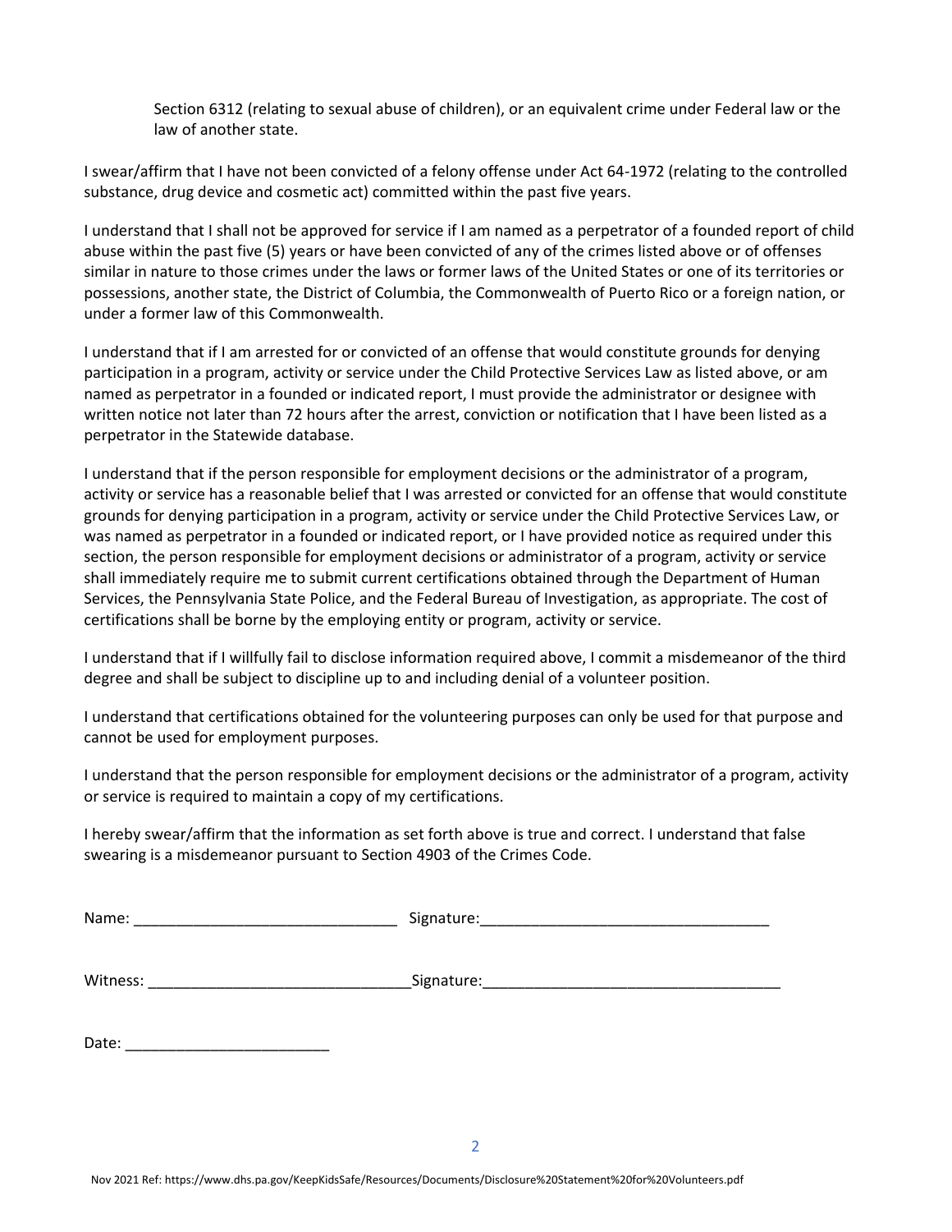Section 6312 (relating to sexual abuse of children), or an equivalent crime under Federal law or the law of another state.

I swear/affirm that I have not been convicted of a felony offense under Act 64-1972 (relating to the controlled substance, drug device and cosmetic act) committed within the past five years.

I understand that I shall not be approved for service if I am named as a perpetrator of a founded report of child abuse within the past five (5) years or have been convicted of any of the crimes listed above or of offenses similar in nature to those crimes under the laws or former laws of the United States or one of its territories or possessions, another state, the District of Columbia, the Commonwealth of Puerto Rico or a foreign nation, or under a former law of this Commonwealth.

I understand that if I am arrested for or convicted of an offense that would constitute grounds for denying participation in a program, activity or service under the Child Protective Services Law as listed above, or am named as perpetrator in a founded or indicated report, I must provide the administrator or designee with written notice not later than 72 hours after the arrest, conviction or notification that I have been listed as a perpetrator in the Statewide database.

I understand that if the person responsible for employment decisions or the administrator of a program, activity or service has a reasonable belief that I was arrested or convicted for an offense that would constitute grounds for denying participation in a program, activity or service under the Child Protective Services Law, or was named as perpetrator in a founded or indicated report, or I have provided notice as required under this section, the person responsible for employment decisions or administrator of a program, activity or service shall immediately require me to submit current certifications obtained through the Department of Human Services, the Pennsylvania State Police, and the Federal Bureau of Investigation, as appropriate. The cost of certifications shall be borne by the employing entity or program, activity or service.

I understand that if I willfully fail to disclose information required above, I commit a misdemeanor of the third degree and shall be subject to discipline up to and including denial of a volunteer position.

I understand that certifications obtained for the volunteering purposes can only be used for that purpose and cannot be used for employment purposes.

I understand that the person responsible for employment decisions or the administrator of a program, activity or service is required to maintain a copy of my certifications.

I hereby swear/affirm that the information as set forth above is true and correct. I understand that false swearing is a misdemeanor pursuant to Section 4903 of the Crimes Code.

Name: _______________________________ Signature:__________________________________

Witness: _______________________________Signature:__________________________________

Date: ________________________

Nov 2021 Ref: https://www.dhs.pa.gov/KeepKidsSafe/Resources/Documents/Disclosure%20Statement%20for%20Volunteers.pdf